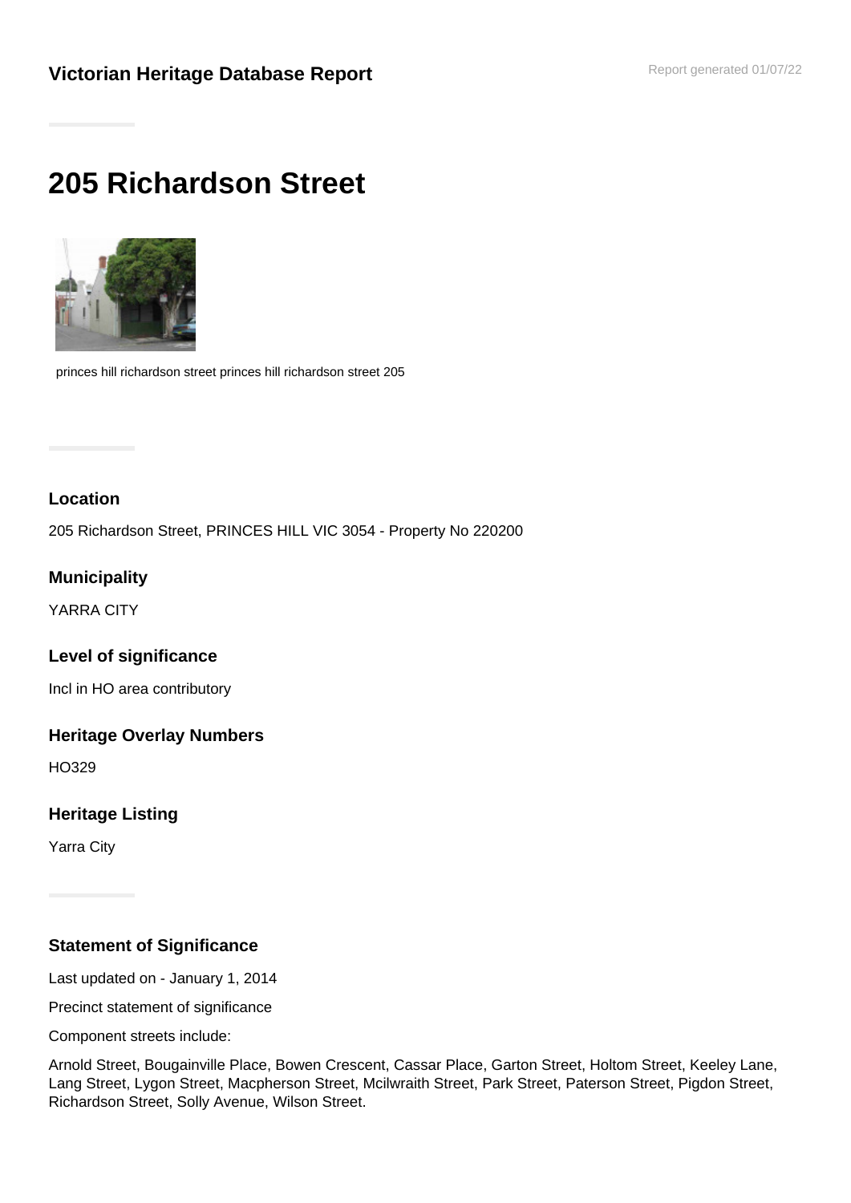**Victorian Heritage Database Report**

Report generated 01/07/22

# 205 Richardson Street

princes hill richardson street princes hill richardson street 205

### Location

205 Richardson Street, PRINCES HILL VIC 3054 - Property No 220200

### Municipality

YARRA CITY

### Level of significance

Incl in HO area contributory

### Heritage Overlay Numbers

HO329

### Heritage Listing

Yarra City

### Statement of Significance

Last updated on - January 1, 2014

Precinct statement of significance

Component streets include:

Arnold Street, Bougainville Place, Bowen Crescent, Cassar Place, Garton Street, Holtom Street, Keeley Lane, Lang Street, Lygon Street, Macpherson Street, Mcilwraith Street, Park Street, Paterson Street, Pigdon Street, Richardson Street, Solly Avenue, Wilson Street.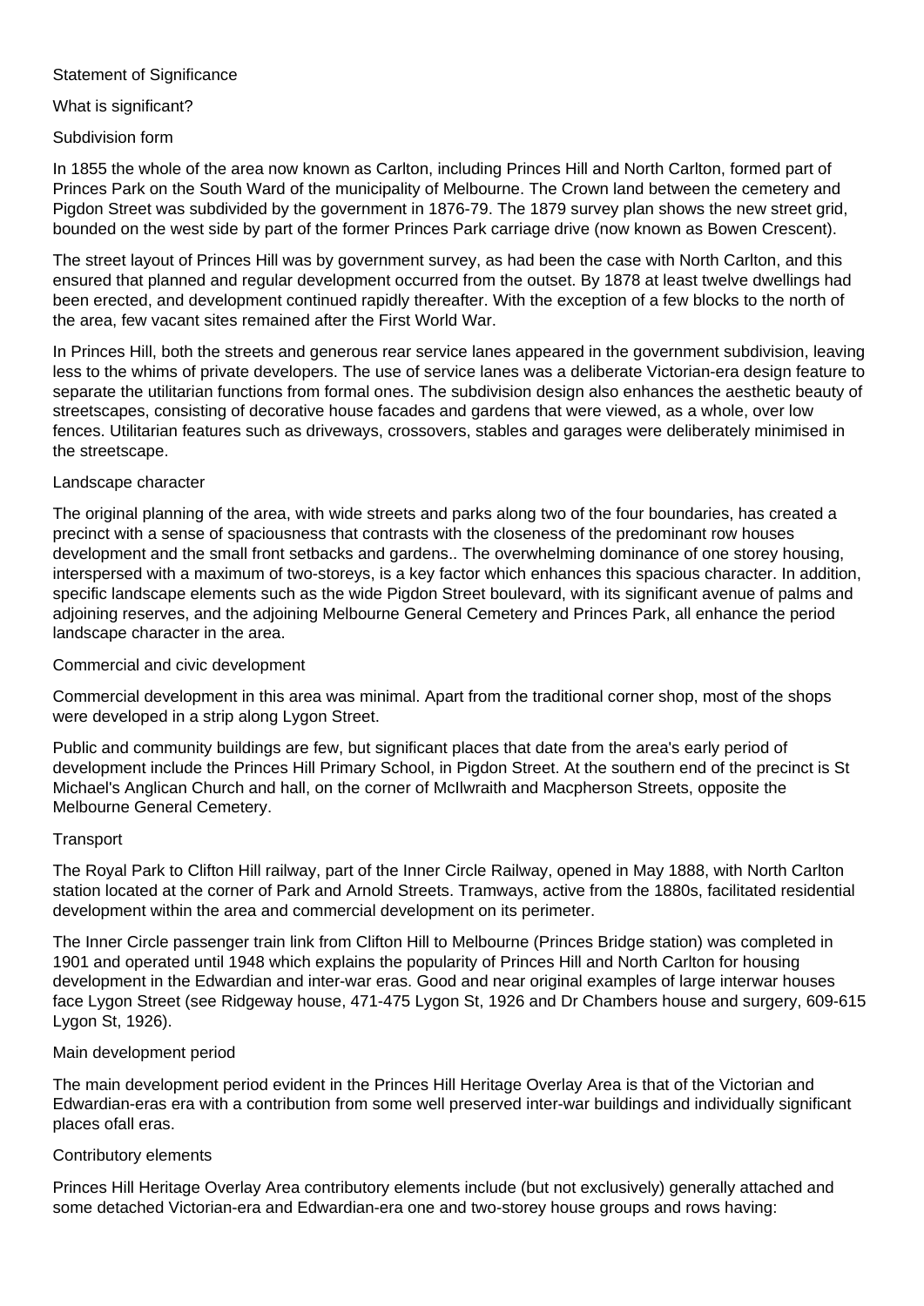Statement of Significance

What is significant?

Subdivision form

In 1855 the whole of the area now known as Carlton, including Princes Hill and North Carlton, formed part of Princes Park on the South Ward of the municipality of Melbourne. The Crown land between the cemetery and Pigdon Street was subdivided by the government in 1876-79. The 1879 survey plan shows the new street grid, bounded on the west side by part of the former Princes Park carriage drive (now known as Bowen Crescent).

The street layout of Princes Hill was by government survey, as had been the case with North Carlton, and this ensured that planned and regular development occurred from the outset. By 1878 at least twelve dwellings had been erected, and development continued rapidly thereafter. With the exception of a few blocks to the north of the area, few vacant sites remained after the First World War.

In Princes Hill, both the streets and generous rear service lanes appeared in the government subdivision, leaving less to the whims of private developers. The use of service lanes was a deliberate Victorian-era design feature to separate the utilitarian functions from formal ones. The subdivision design also enhances the aesthetic beauty of streetscapes, consisting of decorative house facades and gardens that were viewed, as a whole, over low fences. Utilitarian features such as driveways, crossovers, stables and garages were deliberately minimised in the streetscape.

Landscape character

The original planning of the area, with wide streets and parks along two of the four boundaries, has created a precinct with a sense of spaciousness that contrasts with the closeness of the predominant row houses development and the small front setbacks and gardens.. The overwhelming dominance of one storey housing, interspersed with a maximum of two-storeys, is a key factor which enhances this spacious character. In addition, specific landscape elements such as the wide Pigdon Street boulevard, with its significant avenue of palms and adjoining reserves, and the adjoining Melbourne General Cemetery and Princes Park, all enhance the period landscape character in the area.

Commercial and civic development

Commercial development in this area was minimal. Apart from the traditional corner shop, most of the shops were developed in a strip along Lygon Street.

Public and community buildings are few, but significant places that date from the area's early period of development include the Princes Hill Primary School, in Pigdon Street. At the southern end of the precinct is St Michael's Anglican Church and hall, on the corner of McIlwraith and Macpherson Streets, opposite the Melbourne General Cemetery.

Transport

The Royal Park to Clifton Hill railway, part of the Inner Circle Railway, opened in May 1888, with North Carlton station located at the corner of Park and Arnold Streets. Tramways, active from the 1880s, facilitated residential development within the area and commercial development on its perimeter.

The Inner Circle passenger train link from Clifton Hill to Melbourne (Princes Bridge station) was completed in 1901 and operated until 1948 which explains the popularity of Princes Hill and North Carlton for housing development in the Edwardian and inter-war eras. Good and near original examples of large interwar houses face Lygon Street (see Ridgeway house, 471-475 Lygon St, 1926 and Dr Chambers house and surgery, 609-615 Lygon St, 1926).

Main development period

The main development period evident in the Princes Hill Heritage Overlay Area is that of the Victorian and Edwardian-eras era with a contribution from some well preserved inter-war buildings and individually significant places ofall eras.

Contributory elements

Princes Hill Heritage Overlay Area contributory elements include (but not exclusively) generally attached and some detached Victorian-era and Edwardian-era one and two-storey house groups and rows having: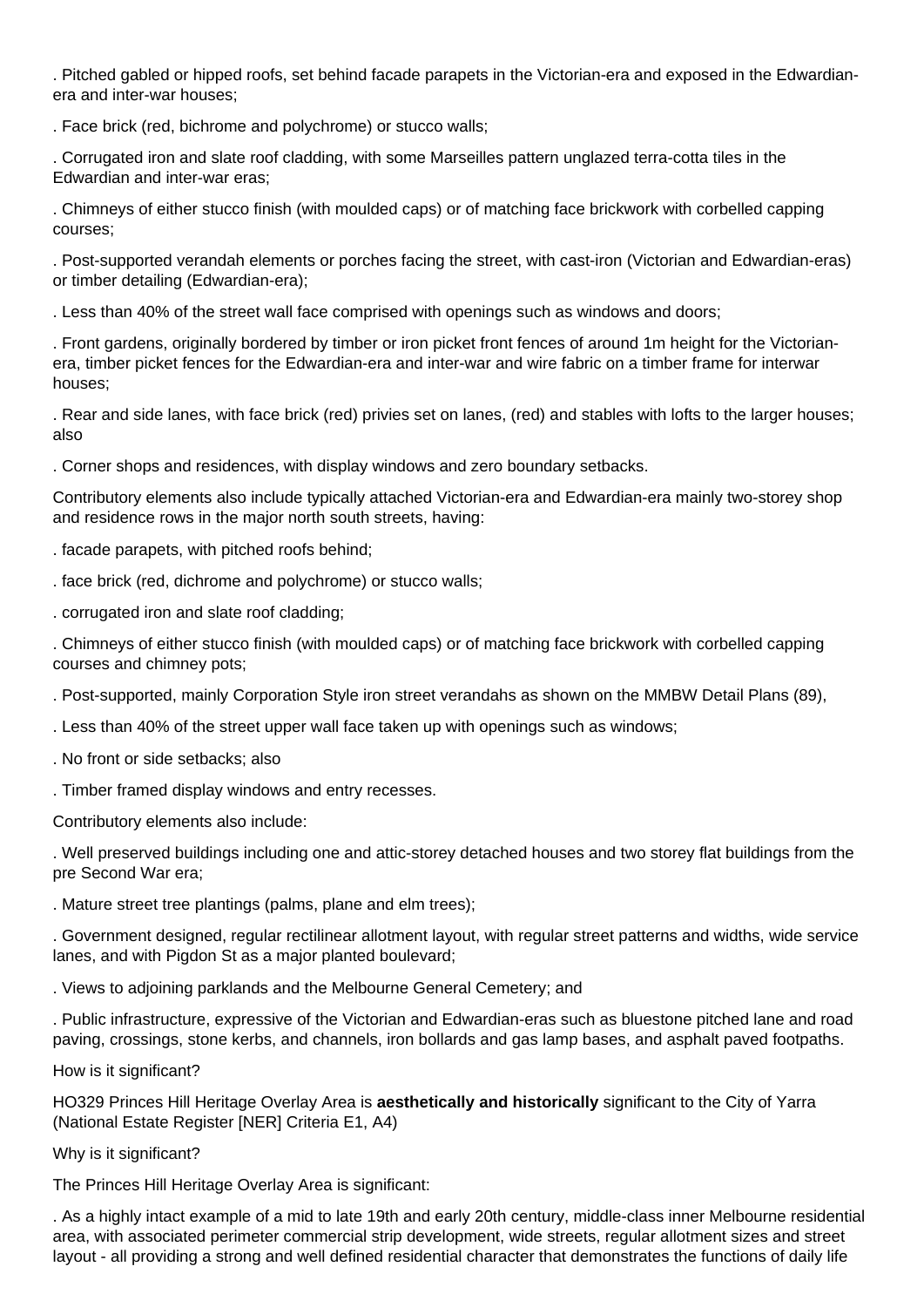. Pitched gabled or hipped roofs, set behind facade parapets in the Victorian-era and exposed in the Edwardian-era and inter-war houses;

. Face brick (red, bichrome and polychrome) or stucco walls;

. Corrugated iron and slate roof cladding, with some Marseilles pattern unglazed terra-cotta tiles in the Edwardian and inter-war eras;

. Chimneys of either stucco finish (with moulded caps) or of matching face brickwork with corbelled capping courses;

. Post-supported verandah elements or porches facing the street, with cast-iron (Victorian and Edwardian-eras) or timber detailing (Edwardian-era);

. Less than 40% of the street wall face comprised with openings such as windows and doors;

. Front gardens, originally bordered by timber or iron picket front fences of around 1m height for the Victorian-era, timber picket fences for the Edwardian-era and inter-war and wire fabric on a timber frame for interwar houses;

. Rear and side lanes, with face brick (red) privies set on lanes, (red) and stables with lofts to the larger houses; also

. Corner shops and residences, with display windows and zero boundary setbacks.

Contributory elements also include typically attached Victorian-era and Edwardian-era mainly two-storey shop and residence rows in the major north south streets, having:

. facade parapets, with pitched roofs behind;

. face brick (red, dichrome and polychrome) or stucco walls;

. corrugated iron and slate roof cladding;

. Chimneys of either stucco finish (with moulded caps) or of matching face brickwork with corbelled capping courses and chimney pots;

. Post-supported, mainly Corporation Style iron street verandahs as shown on the MMBW Detail Plans (89),

. Less than 40% of the street upper wall face taken up with openings such as windows;

. No front or side setbacks; also

. Timber framed display windows and entry recesses.

Contributory elements also include:

. Well preserved buildings including one and attic-storey detached houses and two storey flat buildings from the pre Second War era;

. Mature street tree plantings (palms, plane and elm trees);

. Government designed, regular rectilinear allotment layout, with regular street patterns and widths, wide service lanes, and with Pigdon St as a major planted boulevard;

. Views to adjoining parklands and the Melbourne General Cemetery; and

. Public infrastructure, expressive of the Victorian and Edwardian-eras such as bluestone pitched lane and road paving, crossings, stone kerbs, and channels, iron bollards and gas lamp bases, and asphalt paved footpaths.

How is it significant?

HO329 Princes Hill Heritage Overlay Area is **aesthetically and historically** significant to the City of Yarra (National Estate Register [NER] Criteria E1, A4)

Why is it significant?

The Princes Hill Heritage Overlay Area is significant:

. As a highly intact example of a mid to late 19th and early 20th century, middle-class inner Melbourne residential area, with associated perimeter commercial strip development, wide streets, regular allotment sizes and street layout - all providing a strong and well defined residential character that demonstrates the functions of daily life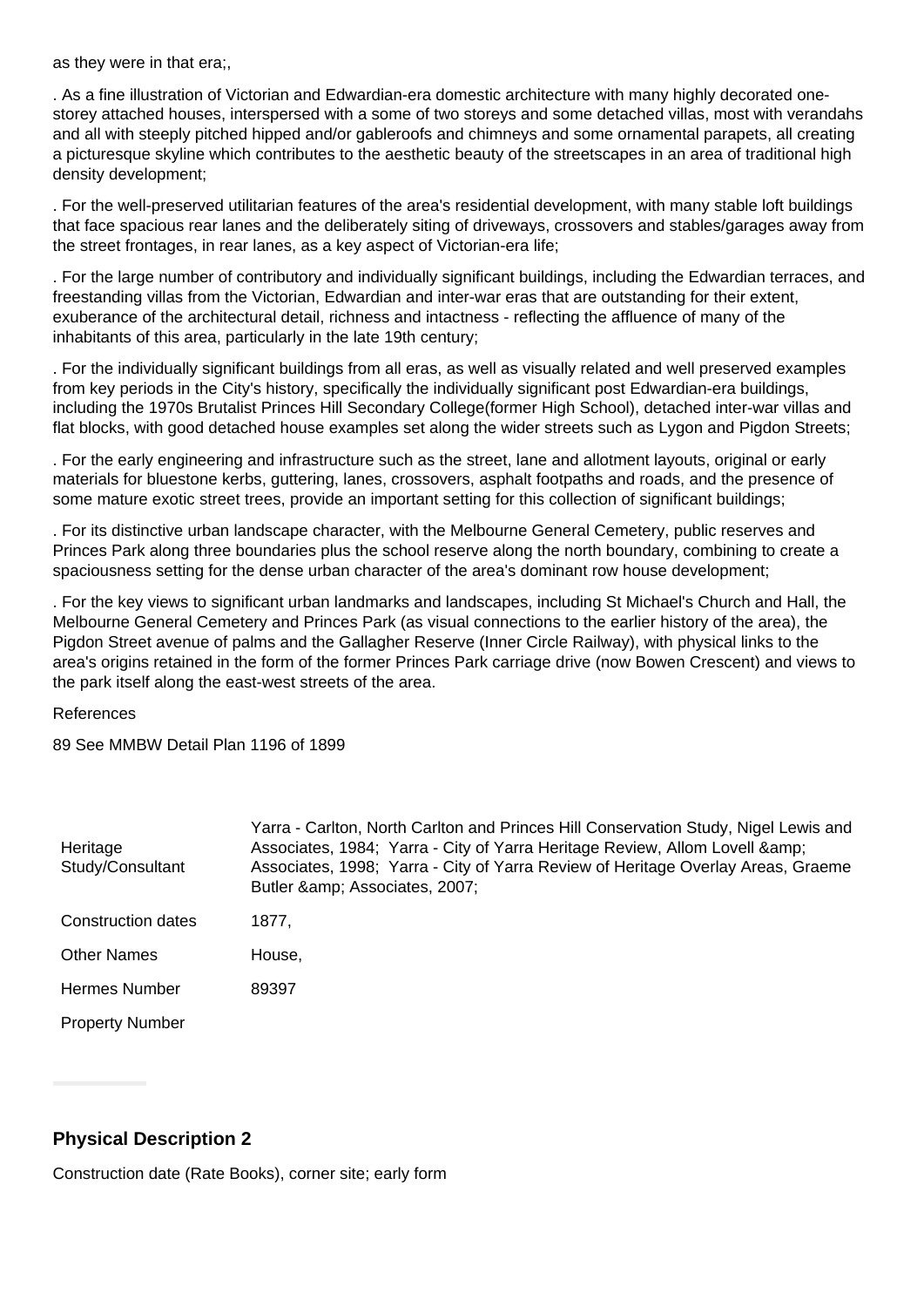as they were in that era;,

. As a fine illustration of Victorian and Edwardian-era domestic architecture with many highly decorated one-storey attached houses, interspersed with a some of two storeys and some detached villas, most with verandahs and all with steeply pitched hipped and/or gableroofs and chimneys and some ornamental parapets, all creating a picturesque skyline which contributes to the aesthetic beauty of the streetscapes in an area of traditional high density development;

. For the well-preserved utilitarian features of the area's residential development, with many stable loft buildings that face spacious rear lanes and the deliberately siting of driveways, crossovers and stables/garages away from the street frontages, in rear lanes, as a key aspect of Victorian-era life;

. For the large number of contributory and individually significant buildings, including the Edwardian terraces, and freestanding villas from the Victorian, Edwardian and inter-war eras that are outstanding for their extent, exuberance of the architectural detail, richness and intactness - reflecting the affluence of many of the inhabitants of this area, particularly in the late 19th century;

. For the individually significant buildings from all eras, as well as visually related and well preserved examples from key periods in the City's history, specifically the individually significant post Edwardian-era buildings, including the 1970s Brutalist Princes Hill Secondary College(former High School), detached inter-war villas and flat blocks, with good detached house examples set along the wider streets such as Lygon and Pigdon Streets;

. For the early engineering and infrastructure such as the street, lane and allotment layouts, original or early materials for bluestone kerbs, guttering, lanes, crossovers, asphalt footpaths and roads, and the presence of some mature exotic street trees, provide an important setting for this collection of significant buildings;

. For its distinctive urban landscape character, with the Melbourne General Cemetery, public reserves and Princes Park along three boundaries plus the school reserve along the north boundary, combining to create a spaciousness setting for the dense urban character of the area's dominant row house development;

. For the key views to significant urban landmarks and landscapes, including St Michael's Church and Hall, the Melbourne General Cemetery and Princes Park (as visual connections to the earlier history of the area), the Pigdon Street avenue of palms and the Gallagher Reserve (Inner Circle Railway), with physical links to the area's origins retained in the form of the former Princes Park carriage drive (now Bowen Crescent) and views to the park itself along the east-west streets of the area.

References

89 See MMBW Detail Plan 1196 of 1899

| | |
|---|---|
| Heritage Study/Consultant | Yarra - Carlton, North Carlton and Princes Hill Conservation Study, Nigel Lewis and Associates, 1984; Yarra - City of Yarra Heritage Review, Allom Lovell &amp; Associates, 1998; Yarra - City of Yarra Review of Heritage Overlay Areas, Graeme Butler &amp; Associates, 2007; |
| Construction dates | 1877, |
| Other Names | House, |
| Hermes Number | 89397 |
| Property Number | |

## Physical Description 2

Construction date (Rate Books), corner site; early form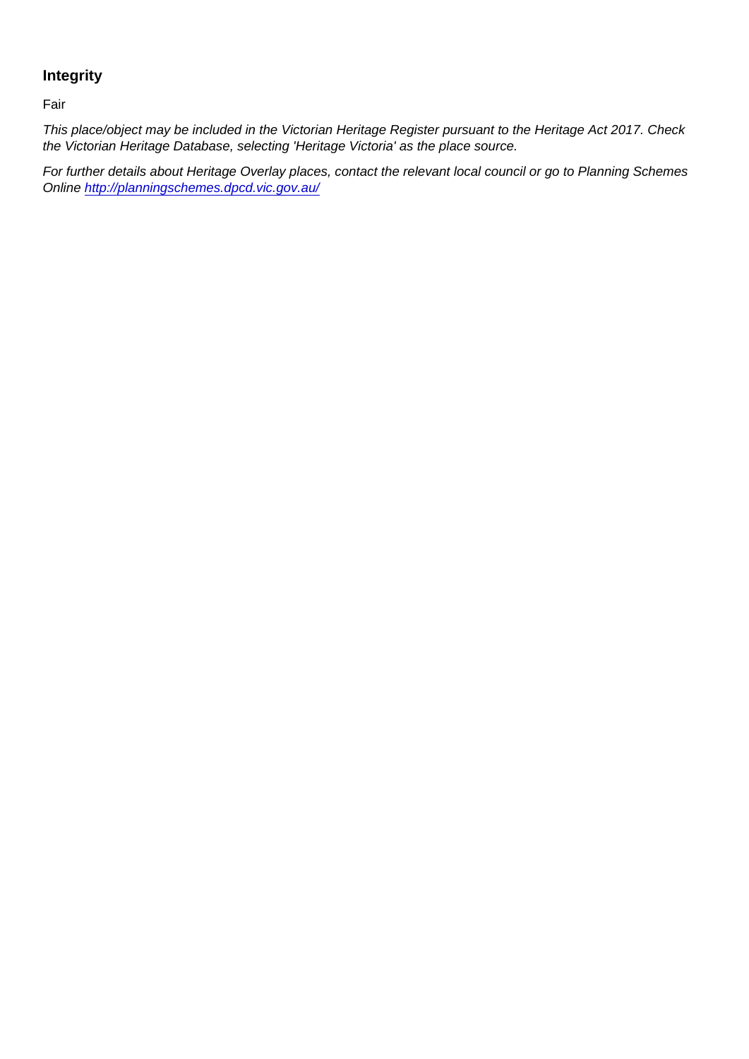### Integrity

Fair

*This place/object may be included in the Victorian Heritage Register pursuant to the Heritage Act 2017. Check the Victorian Heritage Database, selecting 'Heritage Victoria' as the place source.*

*For further details about Heritage Overlay places, contact the relevant local council or go to Planning Schemes Online [http://planningschemes.dpcd.vic.gov.au/](http://planningschemes.dpcd.vic.gov.au/)*